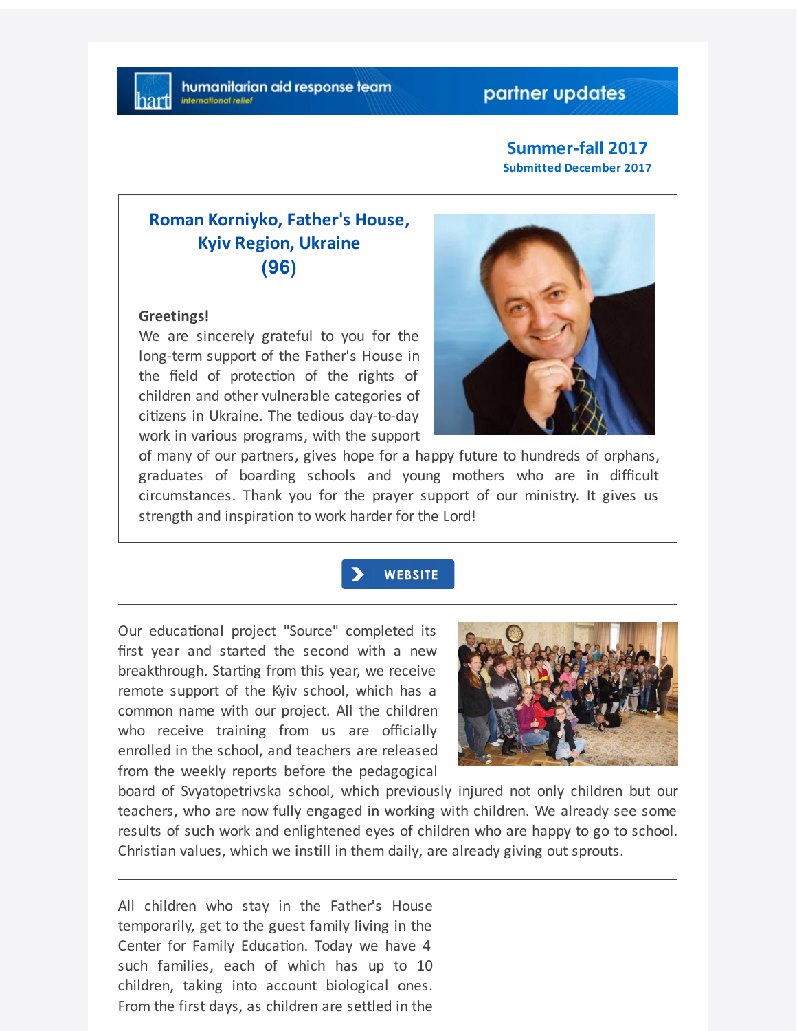humanitarian aid response team
*international relief*

partner updates

**Summer-fall 2017**
**Submitted December 2017**

## Roman Korniyko, Father's House, Kyiv Region, Ukraine (96)

**Greetings!**
We are sincerely grateful to you for the long-term support of the Father's House in the field of protection of the rights of children and other vulnerable categories of citizens in Ukraine. The tedious day-to-day work in various programs, with the support of many of our partners, gives hope for a happy future to hundreds of orphans, graduates of boarding schools and young mothers who are in difficult circumstances. Thank you for the prayer support of our ministry. It gives us strength and inspiration to work harder for the Lord!

WEBSITE

---

Our educational project "Source" completed its first year and started the second with a new breakthrough. Starting from this year, we receive remote support of the Kyiv school, which has a common name with our project. All the children who receive training from us are officially enrolled in the school, and teachers are released from the weekly reports before the pedagogical board of Svyatopetrivska school, which previously injured not only children but our teachers, who are now fully engaged in working with children. We already see some results of such work and enlightened eyes of children who are happy to go to school. Christian values, which we instill in them daily, are already giving out sprouts.

---

All children who stay in the Father's House temporarily, get to the guest family living in the Center for Family Education. Today we have 4 such families, each of which has up to 10 children, taking into account biological ones. From the first days, as children are settled in the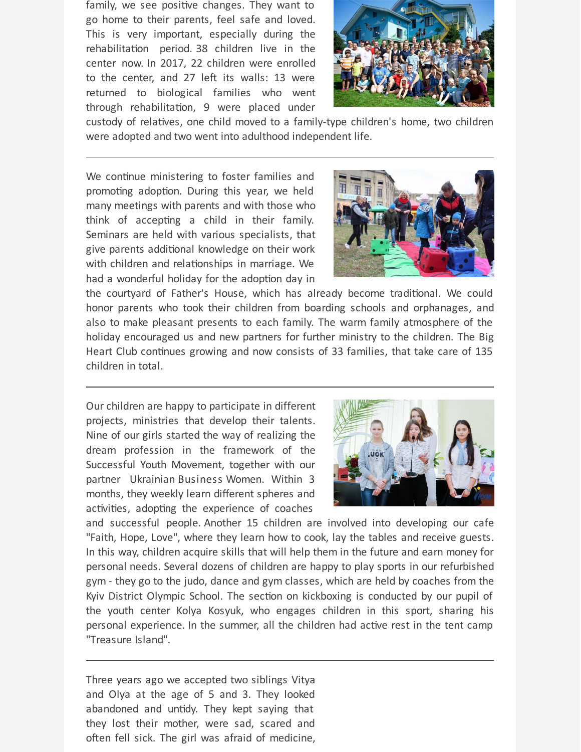family, we see positive changes. They want to go home to their parents, feel safe and loved. This is very important, especially during the rehabilitation period. 38 children live in the center now. In 2017, 22 children were enrolled to the center, and 27 left its walls: 13 were returned to biological families who went through rehabilitation, 9 were placed under custody of relatives, one child moved to a family-type children's home, two children were adopted and two went into adulthood independent life.

---

We continue ministering to foster families and promoting adoption. During this year, we held many meetings with parents and with those who think of accepting a child in their family. Seminars are held with various specialists, that give parents additional knowledge on their work with children and relationships in marriage. We had a wonderful holiday for the adoption day in the courtyard of Father's House, which has already become traditional. We could honor parents who took their children from boarding schools and orphanages, and also to make pleasant presents to each family. The warm family atmosphere of the holiday encouraged us and new partners for further ministry to the children. The Big Heart Club continues growing and now consists of 33 families, that take care of 135 children in total.

---

Our children are happy to participate in different projects, ministries that develop their talents. Nine of our girls started the way of realizing the dream profession in the framework of the Successful Youth Movement, together with our partner Ukrainian Business Women. Within 3 months, they weekly learn different spheres and activities, adopting the experience of coaches and successful people. Another 15 children are involved into developing our cafe "Faith, Hope, Love", where they learn how to cook, lay the tables and receive guests. In this way, children acquire skills that will help them in the future and earn money for personal needs. Several dozens of children are happy to play sports in our refurbished gym - they go to the judo, dance and gym classes, which are held by coaches from the Kyiv District Olympic School. The section on kickboxing is conducted by our pupil of the youth center Kolya Kosyuk, who engages children in this sport, sharing his personal experience. In the summer, all the children had active rest in the tent camp "Treasure Island".

---

Three years ago we accepted two siblings Vitya and Olya at the age of 5 and 3. They looked abandoned and untidy. They kept saying that they lost their mother, were sad, scared and often fell sick. The girl was afraid of medicine,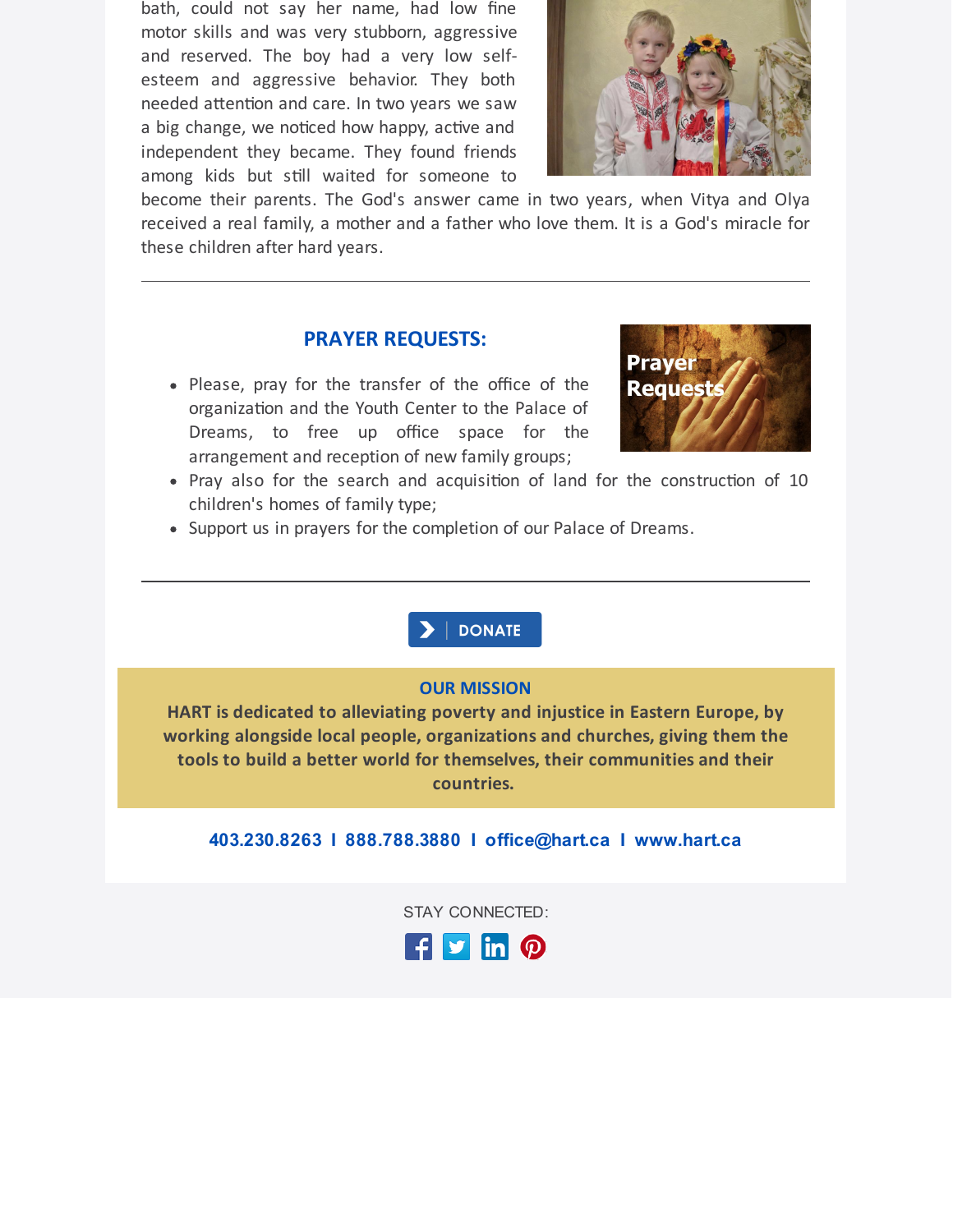bath, could not say her name, had low fine motor skills and was very stubborn, aggressive and reserved. The boy had a very low self-esteem and aggressive behavior. They both needed attention and care. In two years we saw a big change, we noticed how happy, active and independent they became. They found friends among kids but still waited for someone to become their parents. The God's answer came in two years, when Vitya and Olya received a real family, a mother and a father who love them. It is a God's miracle for these children after hard years.

---

## PRAYER REQUESTS:

- Please, pray for the transfer of the office of the organization and the Youth Center to the Palace of Dreams, to free up office space for the arrangement and reception of new family groups;
- Pray also for the search and acquisition of land for the construction of 10 children's homes of family type;
- Support us in prayers for the completion of our Palace of Dreams.

---

DONATE

**OUR MISSION**

**HART is dedicated to alleviating poverty and injustice in Eastern Europe, by working alongside local people, organizations and churches, giving them the tools to build a better world for themselves, their communities and their countries.**

**403.230.8263 I 888.788.3880 I office@hart.ca I www.hart.ca**

STAY CONNECTED: